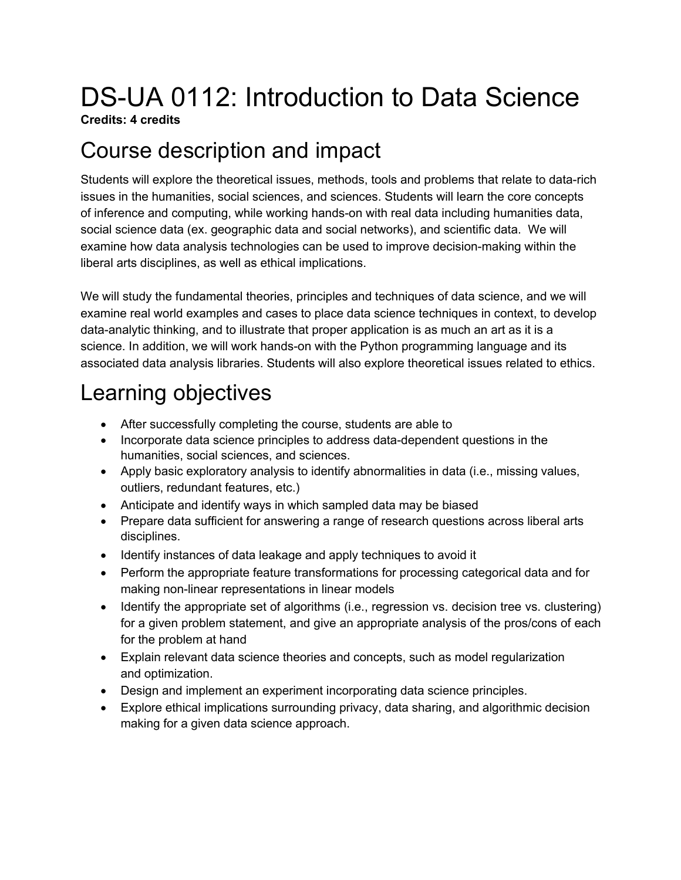# DS-UA 0112: Introduction to Data Science

**Credits: 4 credits**

## Course description and impact

Students will explore the theoretical issues, methods, tools and problems that relate to data-rich issues in the humanities, social sciences, and sciences. Students will learn the core concepts of inference and computing, while working hands-on with real data including humanities data, social science data (ex. geographic data and social networks), and scientific data. We will examine how data analysis technologies can be used to improve decision-making within the liberal arts disciplines, as well as ethical implications.

We will study the fundamental theories, principles and techniques of data science, and we will examine real world examples and cases to place data science techniques in context, to develop data-analytic thinking, and to illustrate that proper application is as much an art as it is a science. In addition, we will work hands-on with the Python programming language and its associated data analysis libraries. Students will also explore theoretical issues related to ethics.

## Learning objectives

- After successfully completing the course, students are able to
- Incorporate data science principles to address data-dependent questions in the humanities, social sciences, and sciences.
- Apply basic exploratory analysis to identify abnormalities in data (i.e., missing values, outliers, redundant features, etc.)
- Anticipate and identify ways in which sampled data may be biased
- Prepare data sufficient for answering a range of research questions across liberal arts disciplines.
- Identify instances of data leakage and apply techniques to avoid it
- Perform the appropriate feature transformations for processing categorical data and for making non-linear representations in linear models
- Identify the appropriate set of algorithms (i.e., regression vs. decision tree vs. clustering) for a given problem statement, and give an appropriate analysis of the pros/cons of each for the problem at hand
- Explain relevant data science theories and concepts, such as model regularization and optimization.
- Design and implement an experiment incorporating data science principles.
- Explore ethical implications surrounding privacy, data sharing, and algorithmic decision making for a given data science approach.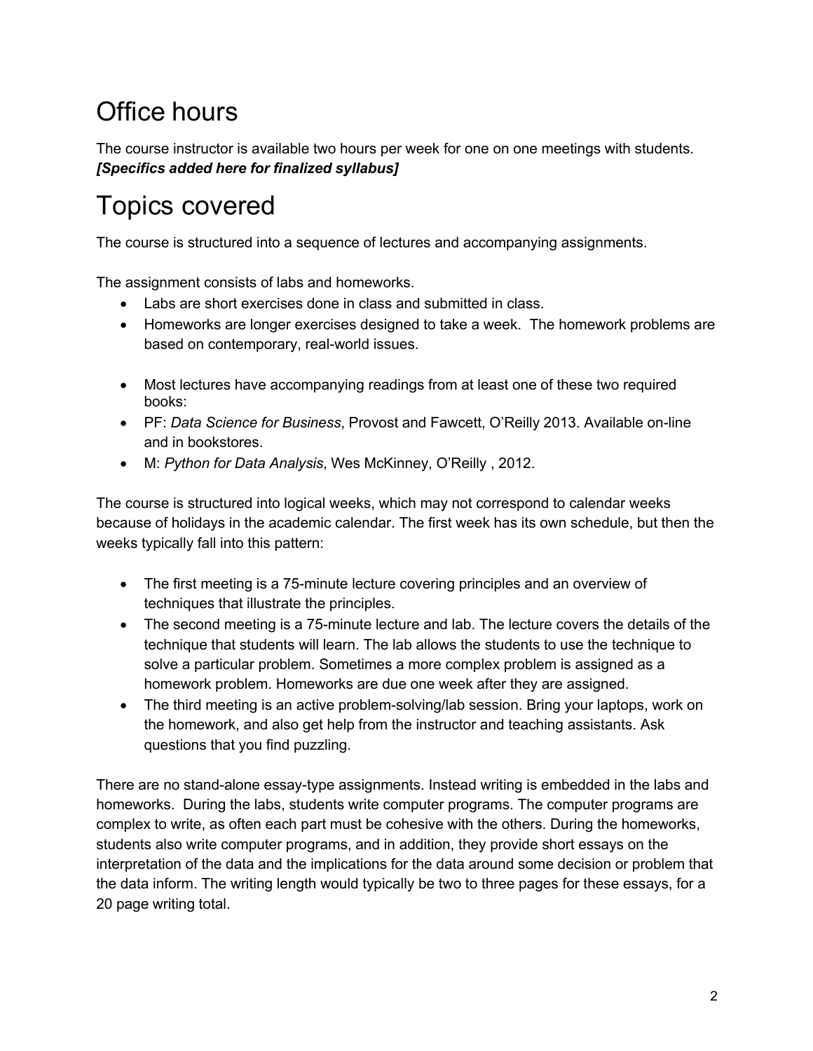# Office hours

The course instructor is available two hours per week for one on one meetings with students. ***[Specifics added here for finalized syllabus]***

# Topics covered

The course is structured into a sequence of lectures and accompanying assignments.

The assignment consists of labs and homeworks.

- Labs are short exercises done in class and submitted in class.
- Homeworks are longer exercises designed to take a week. The homework problems are based on contemporary, real-world issues.

- Most lectures have accompanying readings from at least one of these two required books:
- PF: *Data Science for Business*, Provost and Fawcett, O'Reilly 2013. Available on-line and in bookstores.
- M: *Python for Data Analysis*, Wes McKinney, O'Reilly , 2012.

The course is structured into logical weeks, which may not correspond to calendar weeks because of holidays in the academic calendar. The first week has its own schedule, but then the weeks typically fall into this pattern:

- The first meeting is a 75-minute lecture covering principles and an overview of techniques that illustrate the principles.
- The second meeting is a 75-minute lecture and lab. The lecture covers the details of the technique that students will learn. The lab allows the students to use the technique to solve a particular problem. Sometimes a more complex problem is assigned as a homework problem. Homeworks are due one week after they are assigned.
- The third meeting is an active problem-solving/lab session. Bring your laptops, work on the homework, and also get help from the instructor and teaching assistants. Ask questions that you find puzzling.

There are no stand-alone essay-type assignments. Instead writing is embedded in the labs and homeworks. During the labs, students write computer programs. The computer programs are complex to write, as often each part must be cohesive with the others. During the homeworks, students also write computer programs, and in addition, they provide short essays on the interpretation of the data and the implications for the data around some decision or problem that the data inform. The writing length would typically be two to three pages for these essays, for a 20 page writing total.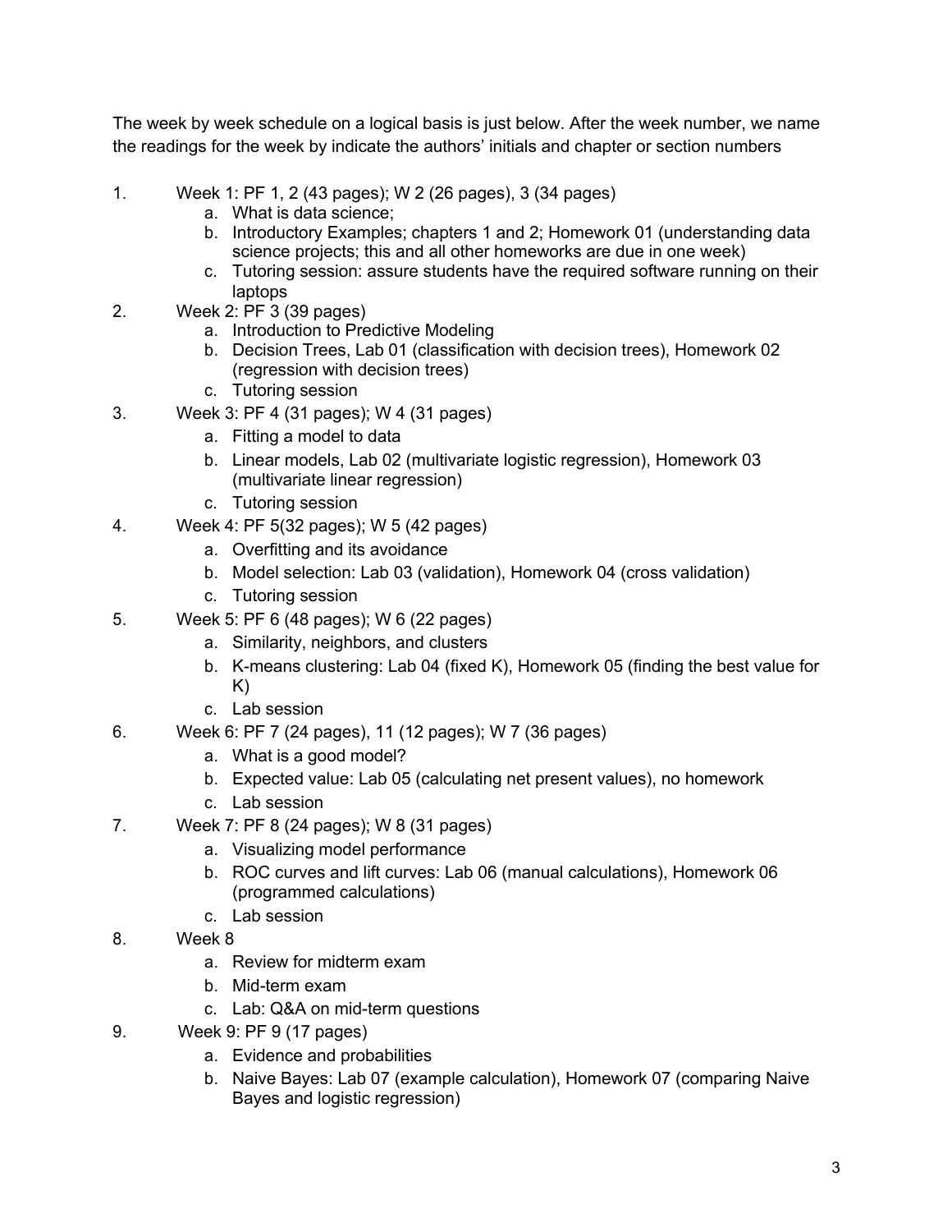The week by week schedule on a logical basis is just below. After the week number, we name the readings for the week by indicate the authors' initials and chapter or section numbers

1. Week 1: PF 1, 2 (43 pages); W 2 (26 pages), 3 (34 pages)
    a. What is data science;
    b. Introductory Examples; chapters 1 and 2; Homework 01 (understanding data science projects; this and all other homeworks are due in one week)
    c. Tutoring session: assure students have the required software running on their laptops
2. Week 2: PF 3 (39 pages)
    a. Introduction to Predictive Modeling
    b. Decision Trees, Lab 01 (classification with decision trees), Homework 02 (regression with decision trees)
    c. Tutoring session
3. Week 3: PF 4 (31 pages); W 4 (31 pages)
    a. Fitting a model to data
    b. Linear models, Lab 02 (multivariate logistic regression), Homework 03 (multivariate linear regression)
    c. Tutoring session
4. Week 4: PF 5(32 pages); W 5 (42 pages)
    a. Overfitting and its avoidance
    b. Model selection: Lab 03 (validation), Homework 04 (cross validation)
    c. Tutoring session
5. Week 5: PF 6 (48 pages); W 6 (22 pages)
    a. Similarity, neighbors, and clusters
    b. K-means clustering: Lab 04 (fixed K), Homework 05 (finding the best value for K)
    c. Lab session
6. Week 6: PF 7 (24 pages), 11 (12 pages); W 7 (36 pages)
    a. What is a good model?
    b. Expected value: Lab 05 (calculating net present values), no homework
    c. Lab session
7. Week 7: PF 8 (24 pages); W 8 (31 pages)
    a. Visualizing model performance
    b. ROC curves and lift curves: Lab 06 (manual calculations), Homework 06 (programmed calculations)
    c. Lab session
8. Week 8
    a. Review for midterm exam
    b. Mid-term exam
    c. Lab: Q&A on mid-term questions
9. Week 9: PF 9 (17 pages)
    a. Evidence and probabilities
    b. Naive Bayes: Lab 07 (example calculation), Homework 07 (comparing Naive Bayes and logistic regression)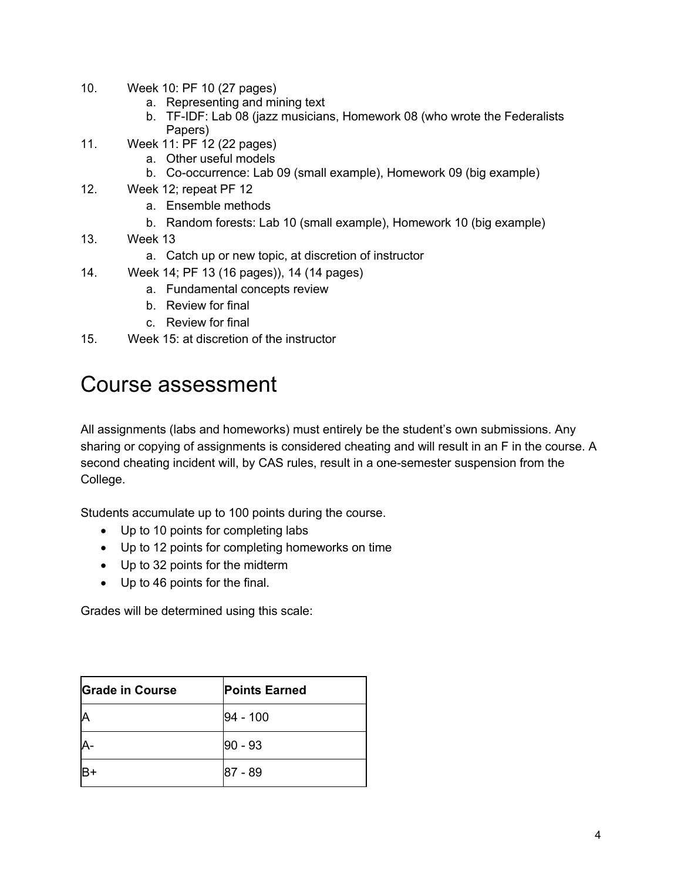10. Week 10: PF 10 (27 pages)
    a. Representing and mining text
    b. TF-IDF: Lab 08 (jazz musicians, Homework 08 (who wrote the Federalists Papers)
11. Week 11: PF 12 (22 pages)
    a. Other useful models
    b. Co-occurrence: Lab 09 (small example), Homework 09 (big example)
12. Week 12; repeat PF 12
    a. Ensemble methods
    b. Random forests: Lab 10 (small example), Homework 10 (big example)
13. Week 13
    a. Catch up or new topic, at discretion of instructor
14. Week 14; PF 13 (16 pages)), 14 (14 pages)
    a. Fundamental concepts review
    b. Review for final
    c. Review for final
15. Week 15: at discretion of the instructor

# Course assessment

All assignments (labs and homeworks) must entirely be the student's own submissions. Any sharing or copying of assignments is considered cheating and will result in an F in the course. A second cheating incident will, by CAS rules, result in a one-semester suspension from the College.

Students accumulate up to 100 points during the course.

- Up to 10 points for completing labs
- Up to 12 points for completing homeworks on time
- Up to 32 points for the midterm
- Up to 46 points for the final.

Grades will be determined using this scale:

| Grade in Course | Points Earned |
|---|---|
| A | 94 - 100 |
| A- | 90 - 93 |
| B+ | 87 - 89 |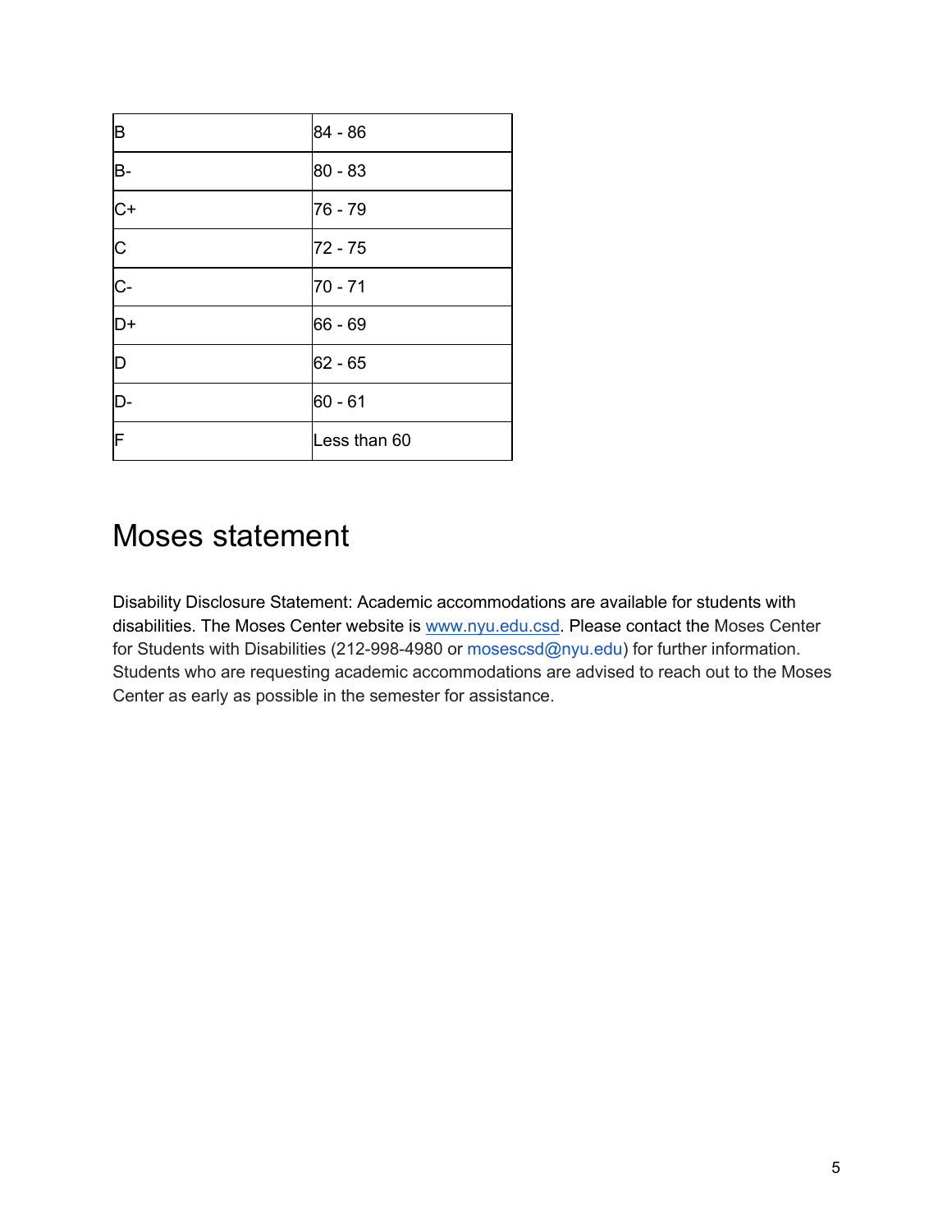| | |
|---|---|
| B | 84 - 86 |
| B- | 80 - 83 |
| C+ | 76 - 79 |
| C | 72 - 75 |
| C- | 70 - 71 |
| D+ | 66 - 69 |
| D | 62 - 65 |
| D- | 60 - 61 |
| F | Less than 60 |

# Moses statement

Disability Disclosure Statement: Academic accommodations are available for students with disabilities. The Moses Center website is [www.nyu.edu.csd](www.nyu.edu.csd). Please contact the Moses Center for Students with Disabilities (212-998-4980 or mosescsd@nyu.edu) for further information. Students who are requesting academic accommodations are advised to reach out to the Moses Center as early as possible in the semester for assistance.